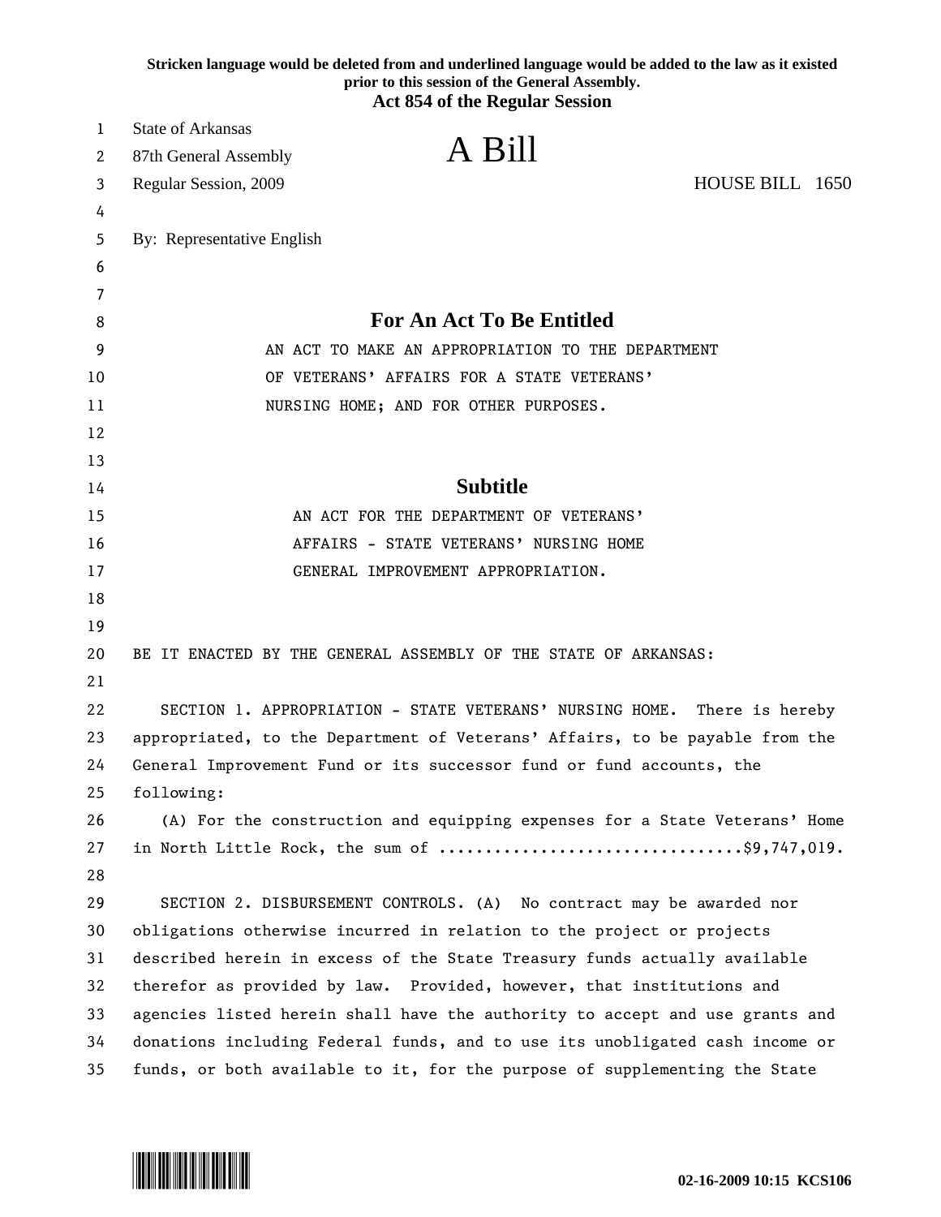**Stricken language would be deleted from and underlined language would be added to the law as it existed prior to this session of the General Assembly.**
**Act 854 of the Regular Session**

State of Arkansas
87th General Assembly
Regular Session, 2009

# A Bill

HOUSE BILL 1650

By: Representative English

## For An Act To Be Entitled

AN ACT TO MAKE AN APPROPRIATION TO THE DEPARTMENT OF VETERANS' AFFAIRS FOR A STATE VETERANS' NURSING HOME; AND FOR OTHER PURPOSES.

## Subtitle

AN ACT FOR THE DEPARTMENT OF VETERANS' AFFAIRS - STATE VETERANS' NURSING HOME GENERAL IMPROVEMENT APPROPRIATION.

BE IT ENACTED BY THE GENERAL ASSEMBLY OF THE STATE OF ARKANSAS:

SECTION 1. APPROPRIATION - STATE VETERANS' NURSING HOME. There is hereby appropriated, to the Department of Veterans' Affairs, to be payable from the General Improvement Fund or its successor fund or fund accounts, the following:

(A) For the construction and equipping expenses for a State Veterans' Home in North Little Rock, the sum of ................................$9,747,019.

SECTION 2. DISBURSEMENT CONTROLS. (A) No contract may be awarded nor obligations otherwise incurred in relation to the project or projects described herein in excess of the State Treasury funds actually available therefor as provided by law. Provided, however, that institutions and agencies listed herein shall have the authority to accept and use grants and donations including Federal funds, and to use its unobligated cash income or funds, or both available to it, for the purpose of supplementing the State

02-16-2009 10:15 KCS106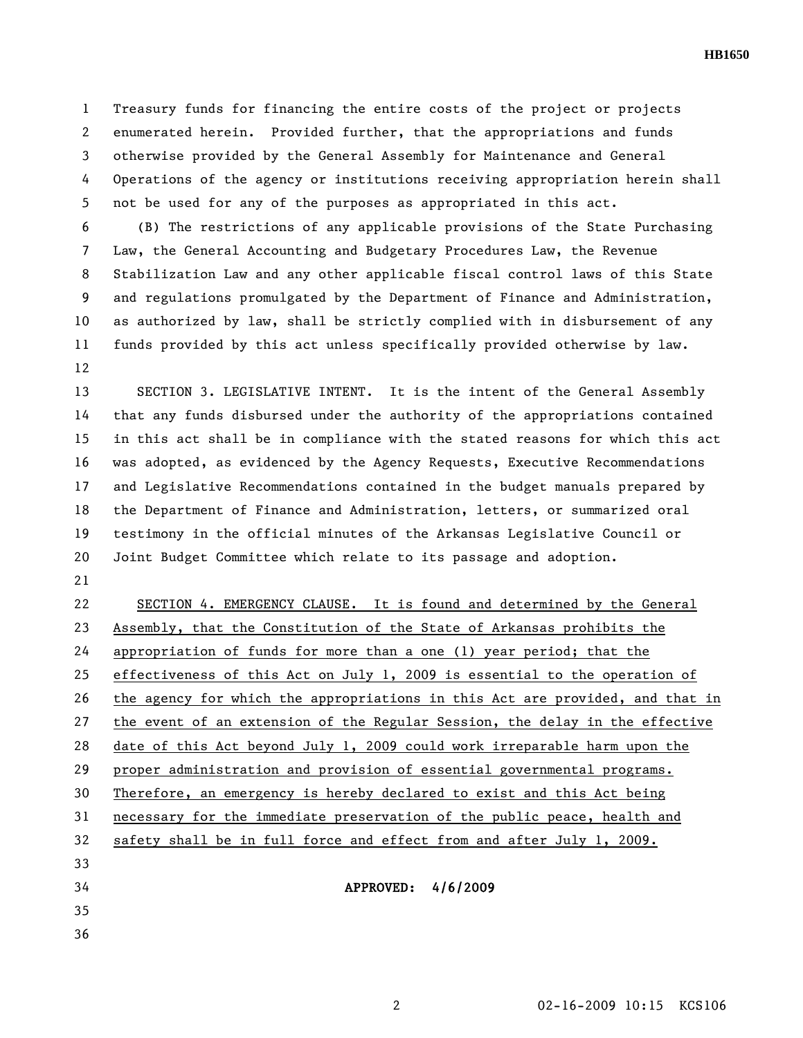Treasury funds for financing the entire costs of the project or projects enumerated herein. Provided further, that the appropriations and funds otherwise provided by the General Assembly for Maintenance and General Operations of the agency or institutions receiving appropriation herein shall not be used for any of the purposes as appropriated in this act.

(B) The restrictions of any applicable provisions of the State Purchasing Law, the General Accounting and Budgetary Procedures Law, the Revenue Stabilization Law and any other applicable fiscal control laws of this State and regulations promulgated by the Department of Finance and Administration, as authorized by law, shall be strictly complied with in disbursement of any funds provided by this act unless specifically provided otherwise by law.

SECTION 3. LEGISLATIVE INTENT. It is the intent of the General Assembly that any funds disbursed under the authority of the appropriations contained in this act shall be in compliance with the stated reasons for which this act was adopted, as evidenced by the Agency Requests, Executive Recommendations and Legislative Recommendations contained in the budget manuals prepared by the Department of Finance and Administration, letters, or summarized oral testimony in the official minutes of the Arkansas Legislative Council or Joint Budget Committee which relate to its passage and adoption.

SECTION 4. EMERGENCY CLAUSE. It is found and determined by the General Assembly, that the Constitution of the State of Arkansas prohibits the appropriation of funds for more than a one (1) year period; that the effectiveness of this Act on July 1, 2009 is essential to the operation of the agency for which the appropriations in this Act are provided, and that in the event of an extension of the Regular Session, the delay in the effective date of this Act beyond July 1, 2009 could work irreparable harm upon the proper administration and provision of essential governmental programs. Therefore, an emergency is hereby declared to exist and this Act being necessary for the immediate preservation of the public peace, health and safety shall be in full force and effect from and after July 1, 2009.

**APPROVED: 4/6/2009**